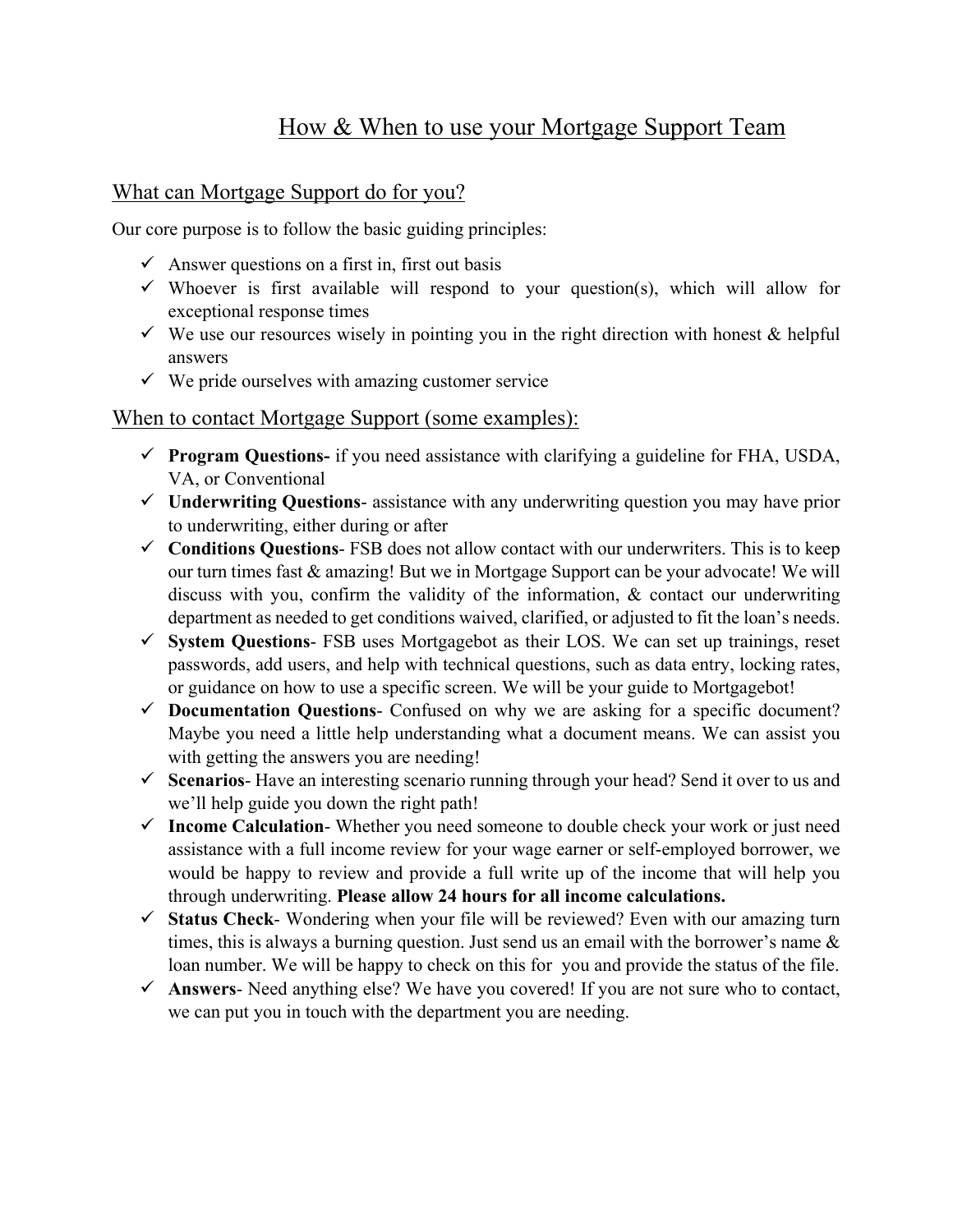# How & When to use your Mortgage Support Team

## What can Mortgage Support do for you?

Our core purpose is to follow the basic guiding principles:

- ✓ Answer questions on a first in, first out basis
- ✓ Whoever is first available will respond to your question(s), which will allow for exceptional response times
- ✓ We use our resources wisely in pointing you in the right direction with honest & helpful answers
- ✓ We pride ourselves with amazing customer service

## When to contact Mortgage Support (some examples):

- ✓ **Program Questions-** if you need assistance with clarifying a guideline for FHA, USDA, VA, or Conventional
- ✓ **Underwriting Questions**- assistance with any underwriting question you may have prior to underwriting, either during or after
- ✓ **Conditions Questions**- FSB does not allow contact with our underwriters. This is to keep our turn times fast & amazing! But we in Mortgage Support can be your advocate! We will discuss with you, confirm the validity of the information, & contact our underwriting department as needed to get conditions waived, clarified, or adjusted to fit the loan's needs.
- ✓ **System Questions**- FSB uses Mortgagebot as their LOS. We can set up trainings, reset passwords, add users, and help with technical questions, such as data entry, locking rates, or guidance on how to use a specific screen. We will be your guide to Mortgagebot!
- ✓ **Documentation Questions**- Confused on why we are asking for a specific document? Maybe you need a little help understanding what a document means. We can assist you with getting the answers you are needing!
- ✓ **Scenarios**- Have an interesting scenario running through your head? Send it over to us and we'll help guide you down the right path!
- ✓ **Income Calculation**- Whether you need someone to double check your work or just need assistance with a full income review for your wage earner or self-employed borrower, we would be happy to review and provide a full write up of the income that will help you through underwriting. **Please allow 24 hours for all income calculations.**
- ✓ **Status Check**- Wondering when your file will be reviewed? Even with our amazing turn times, this is always a burning question. Just send us an email with the borrower's name & loan number. We will be happy to check on this for you and provide the status of the file.
- ✓ **Answers**- Need anything else? We have you covered! If you are not sure who to contact, we can put you in touch with the department you are needing.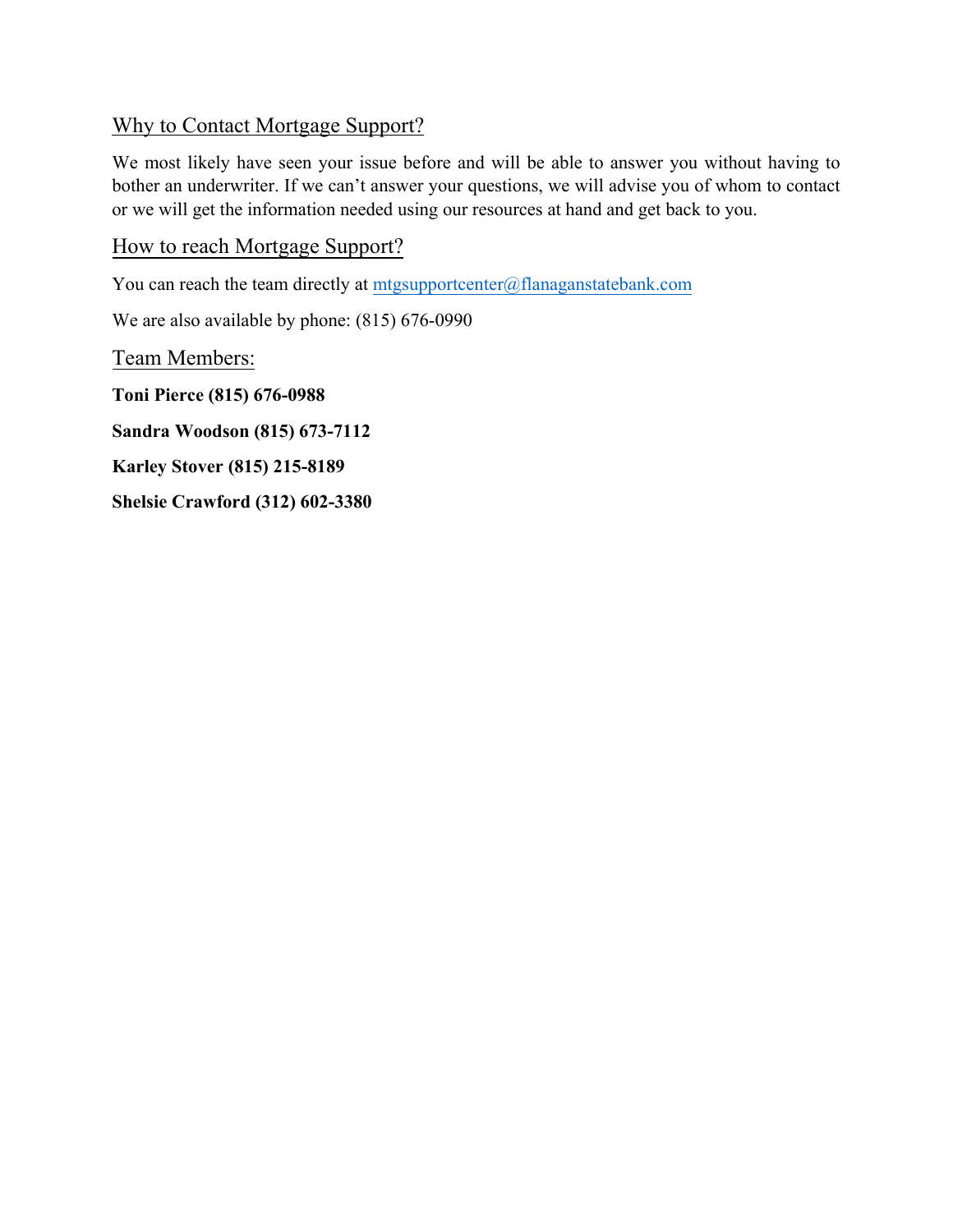## Why to Contact Mortgage Support?

We most likely have seen your issue before and will be able to answer you without having to bother an underwriter. If we can't answer your questions, we will advise you of whom to contact or we will get the information needed using our resources at hand and get back to you.

## How to reach Mortgage Support?

You can reach the team directly at mtgsupportcenter@flanaganstatebank.com

We are also available by phone: (815) 676-0990

## Team Members:

**Toni Pierce (815) 676-0988**

**Sandra Woodson (815) 673-7112**

**Karley Stover (815) 215-8189**

**Shelsie Crawford (312) 602-3380**